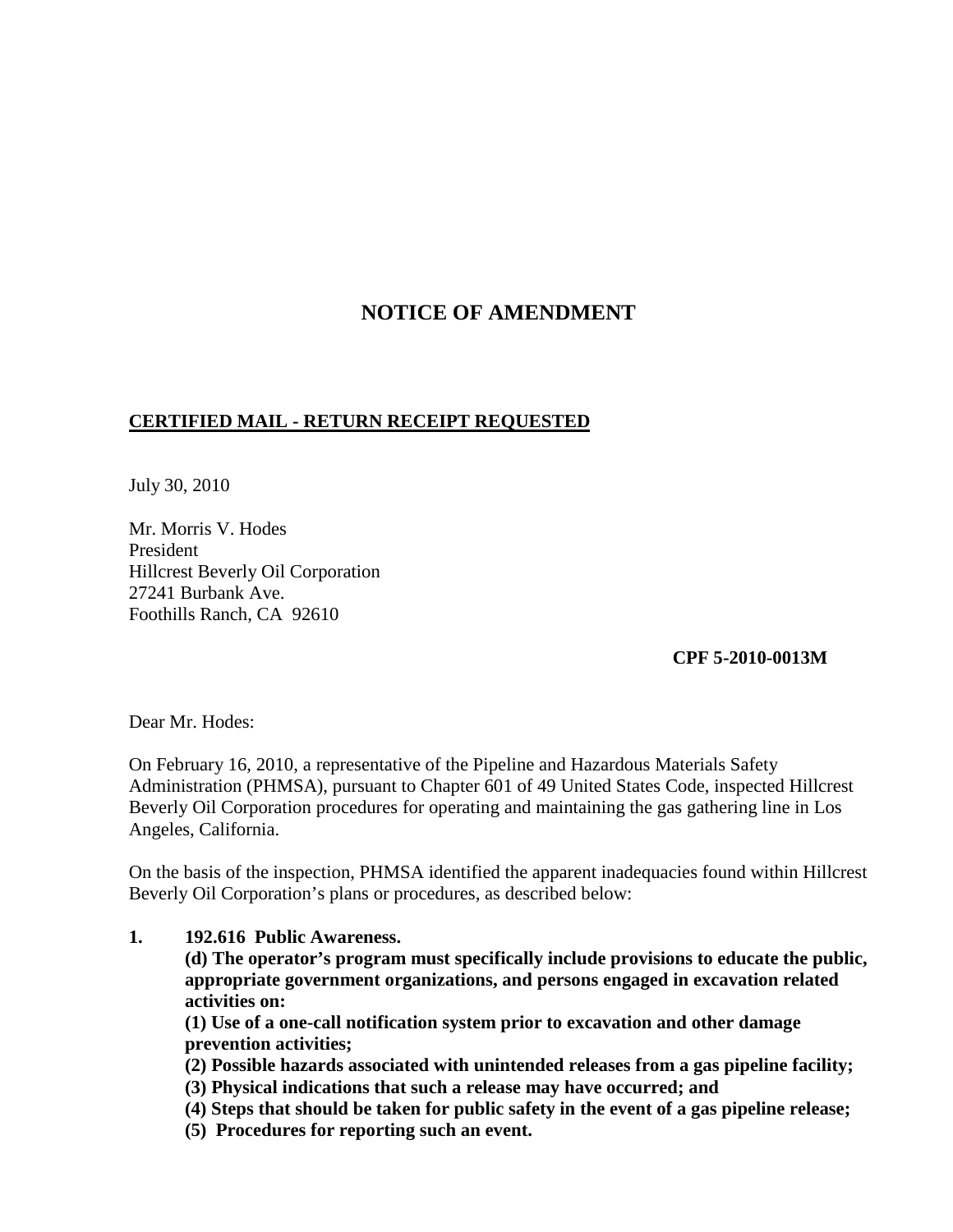# NOTICE OF AMENDMENT

**CERTIFIED MAIL - RETURN RECEIPT REQUESTED**

July 30, 2010

Mr. Morris V. Hodes
President
Hillcrest Beverly Oil Corporation
27241 Burbank Ave.
Foothills Ranch, CA 92610

**CPF 5-2010-0013M**

Dear Mr. Hodes:

On February 16, 2010, a representative of the Pipeline and Hazardous Materials Safety Administration (PHMSA), pursuant to Chapter 601 of 49 United States Code, inspected Hillcrest Beverly Oil Corporation procedures for operating and maintaining the gas gathering line in Los Angeles, California.

On the basis of the inspection, PHMSA identified the apparent inadequacies found within Hillcrest Beverly Oil Corporation's plans or procedures, as described below:

1. **192.616 Public Awareness.**

   **(d) The operator's program must specifically include provisions to educate the public, appropriate government organizations, and persons engaged in excavation related activities on:**

   **(1) Use of a one-call notification system prior to excavation and other damage prevention activities;**

   **(2) Possible hazards associated with unintended releases from a gas pipeline facility;**

   **(3) Physical indications that such a release may have occurred; and**

   **(4) Steps that should be taken for public safety in the event of a gas pipeline release;**

   **(5) Procedures for reporting such an event.**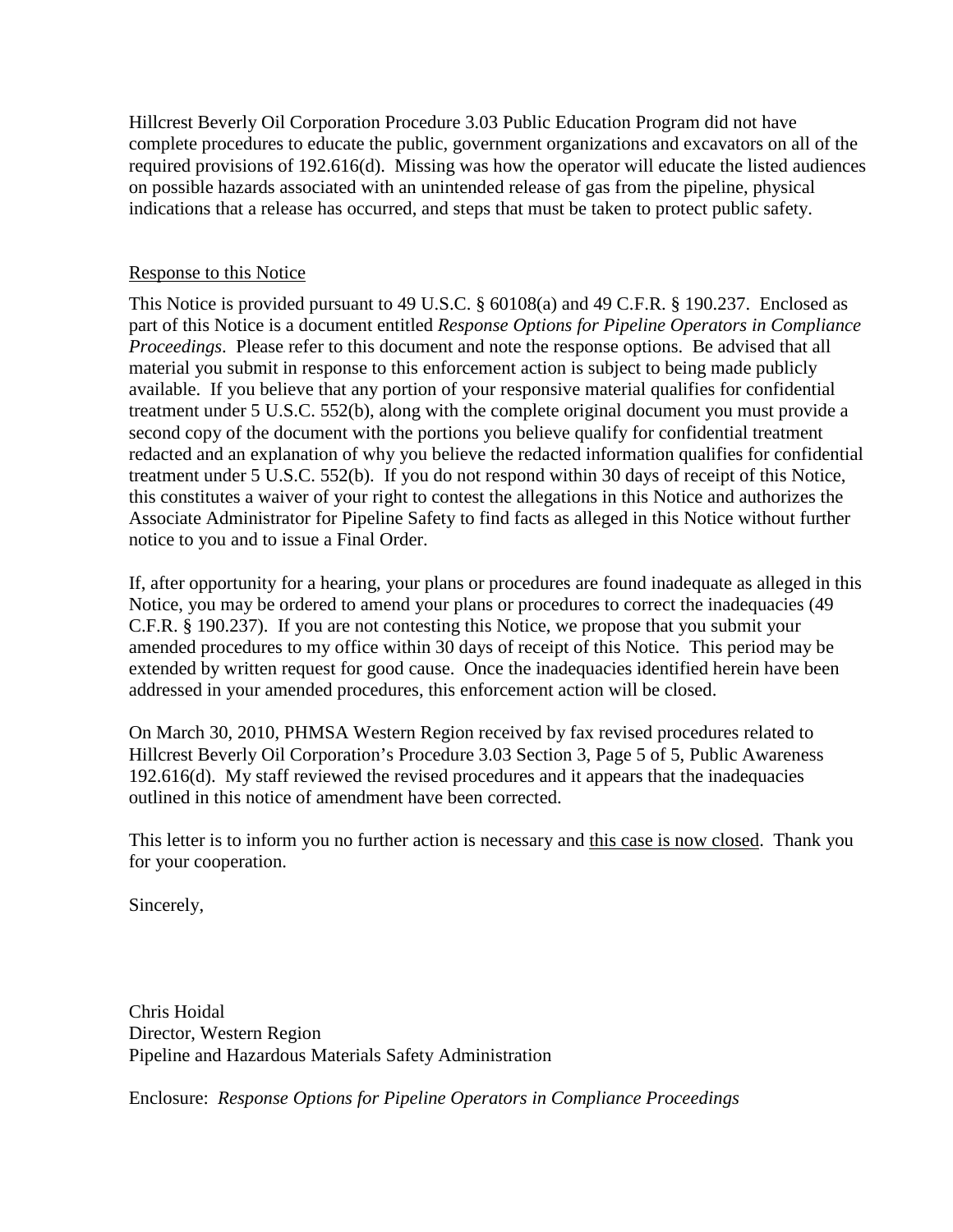Hillcrest Beverly Oil Corporation Procedure 3.03 Public Education Program did not have complete procedures to educate the public, government organizations and excavators on all of the required provisions of 192.616(d). Missing was how the operator will educate the listed audiences on possible hazards associated with an unintended release of gas from the pipeline, physical indications that a release has occurred, and steps that must be taken to protect public safety.

<u>Response to this Notice</u>

This Notice is provided pursuant to 49 U.S.C. § 60108(a) and 49 C.F.R. § 190.237. Enclosed as part of this Notice is a document entitled *Response Options for Pipeline Operators in Compliance Proceedings*. Please refer to this document and note the response options. Be advised that all material you submit in response to this enforcement action is subject to being made publicly available. If you believe that any portion of your responsive material qualifies for confidential treatment under 5 U.S.C. 552(b), along with the complete original document you must provide a second copy of the document with the portions you believe qualify for confidential treatment redacted and an explanation of why you believe the redacted information qualifies for confidential treatment under 5 U.S.C. 552(b). If you do not respond within 30 days of receipt of this Notice, this constitutes a waiver of your right to contest the allegations in this Notice and authorizes the Associate Administrator for Pipeline Safety to find facts as alleged in this Notice without further notice to you and to issue a Final Order.

If, after opportunity for a hearing, your plans or procedures are found inadequate as alleged in this Notice, you may be ordered to amend your plans or procedures to correct the inadequacies (49 C.F.R. § 190.237). If you are not contesting this Notice, we propose that you submit your amended procedures to my office within 30 days of receipt of this Notice. This period may be extended by written request for good cause. Once the inadequacies identified herein have been addressed in your amended procedures, this enforcement action will be closed.

On March 30, 2010, PHMSA Western Region received by fax revised procedures related to Hillcrest Beverly Oil Corporation's Procedure 3.03 Section 3, Page 5 of 5, Public Awareness 192.616(d). My staff reviewed the revised procedures and it appears that the inadequacies outlined in this notice of amendment have been corrected.

This letter is to inform you no further action is necessary and <u>this case is now closed</u>. Thank you for your cooperation.

Sincerely,

Chris Hoidal
Director, Western Region
Pipeline and Hazardous Materials Safety Administration

Enclosure: *Response Options for Pipeline Operators in Compliance Proceedings*